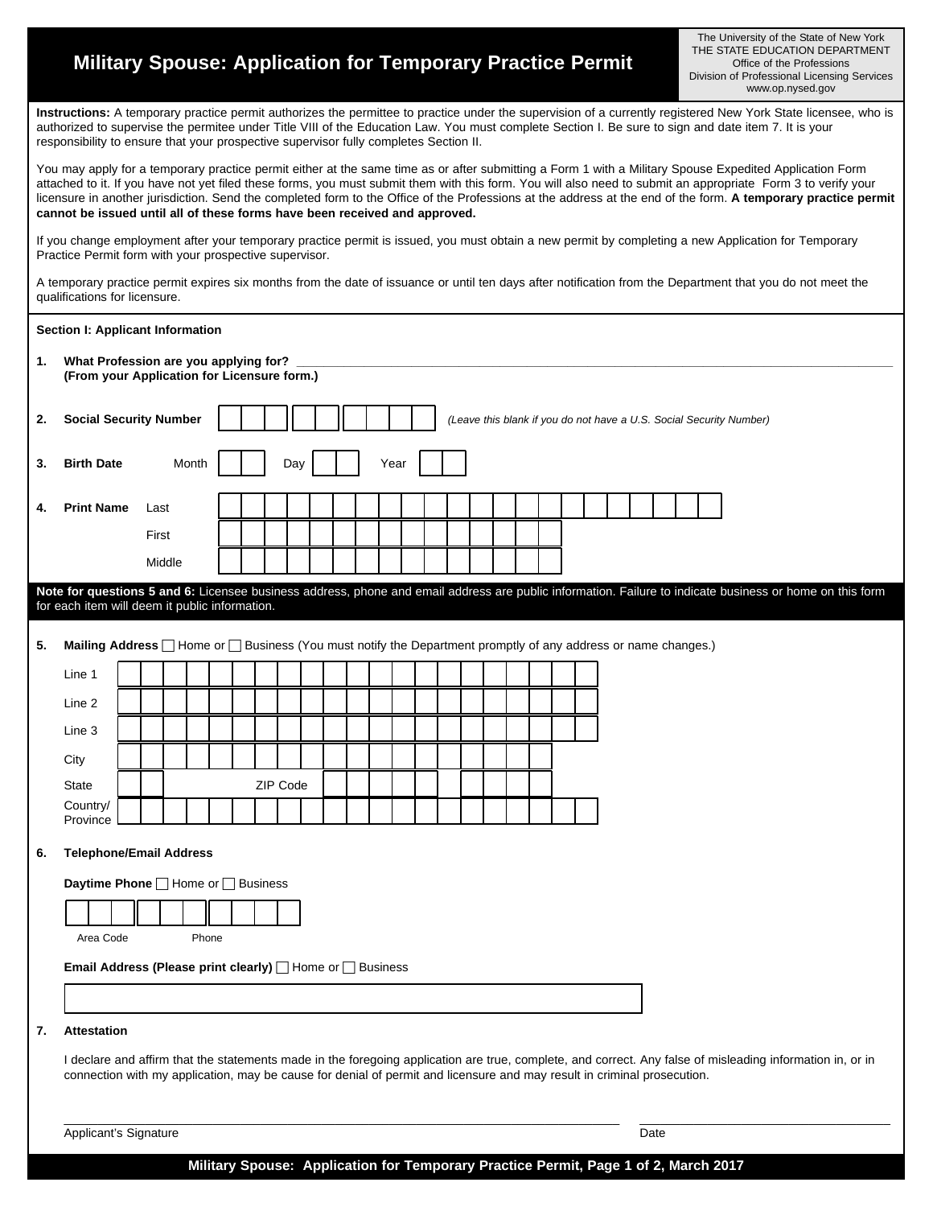# Military Spouse: Application for Temporary Practice Permit

The University of the State of New York
THE STATE EDUCATION DEPARTMENT
Office of the Professions
Division of Professional Licensing Services
www.op.nysed.gov

**Instructions:** A temporary practice permit authorizes the permittee to practice under the supervision of a currently registered New York State licensee, who is authorized to supervise the permitee under Title VIII of the Education Law. You must complete Section I. Be sure to sign and date item 7. It is your responsibility to ensure that your prospective supervisor fully completes Section II.

You may apply for a temporary practice permit either at the same time as or after submitting a Form 1 with a Military Spouse Expedited Application Form attached to it. If you have not yet filed these forms, you must submit them with this form. You will also need to submit an appropriate Form 3 to verify your licensure in another jurisdiction. Send the completed form to the Office of the Professions at the address at the end of the form. **A temporary practice permit cannot be issued until all of these forms have been received and approved.**

If you change employment after your temporary practice permit is issued, you must obtain a new permit by completing a new Application for Temporary Practice Permit form with your prospective supervisor.

A temporary practice permit expires six months from the date of issuance or until ten days after notification from the Department that you do not meet the qualifications for licensure.

## Section I: Applicant Information

**1. What Profession are you applying for?** ______________________________
**(From your Application for Licensure form.)**

**2. Social Security Number** ☐☐☐-☐☐-☐☐☐☐ *(Leave this blank if you do not have a U.S. Social Security Number)*

**3. Birth Date** Month ☐☐ Day ☐☐ Year ☐☐

**4. Print Name** Last ______ First ______ Middle ______

**Note for questions 5 and 6:** Licensee business address, phone and email address are public information. Failure to indicate business or home on this form for each item will deem it public information.

**5. Mailing Address** ☐ Home or ☐ Business (You must notify the Department promptly of any address or name changes.)

Line 1 ______
Line 2 ______
Line 3 ______
City ______
State ______ ZIP Code ______
Country/Province ______

**6. Telephone/Email Address**

**Daytime Phone** ☐ Home or ☐ Business

Area Code ______ Phone ______

**Email Address (Please print clearly)** ☐ Home or ☐ Business

______

**7. Attestation**

I declare and affirm that the statements made in the foregoing application are true, complete, and correct. Any false of misleading information in, or in connection with my application, may be cause for denial of permit and licensure and may result in criminal prosecution.

______________________________ Applicant's Signature    ______________ Date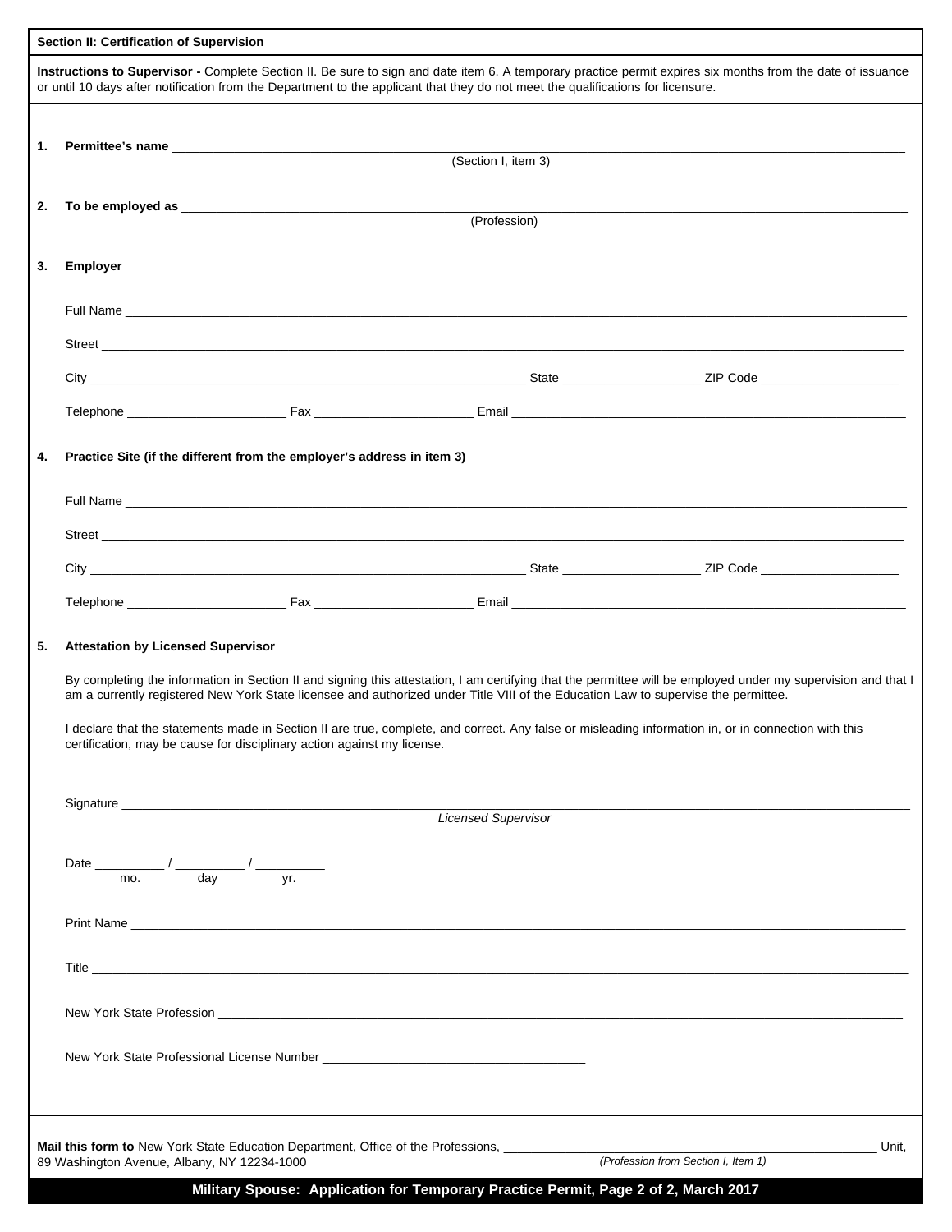## Section II: Certification of Supervision

**Instructions to Supervisor -** Complete Section II. Be sure to sign and date item 6. A temporary practice permit expires six months from the date of issuance or until 10 days after notification from the Department to the applicant that they do not meet the qualifications for licensure.

**1. Permittee's name** ______________________________
(Section I, item 3)

**2. To be employed as** ______________________________
(Profession)

**3. Employer**

Full Name ______________________________

Street ______________________________

City ______________________________ State ______________ ZIP Code ______________

Telephone ______________ Fax ______________ Email ______________________________

**4. Practice Site (if the different from the employer's address in item 3)**

Full Name ______________________________

Street ______________________________

City ______________________________ State ______________ ZIP Code ______________

Telephone ______________ Fax ______________ Email ______________________________

**5. Attestation by Licensed Supervisor**

By completing the information in Section II and signing this attestation, I am certifying that the permittee will be employed under my supervision and that I am a currently registered New York State licensee and authorized under Title VIII of the Education Law to supervise the permittee.

I declare that the statements made in Section II are true, complete, and correct. Any false or misleading information in, or in connection with this certification, may be cause for disciplinary action against my license.

Signature ______________________________
*Licensed Supervisor*

Date ________ / ________ / ________
mo. day yr.

Print Name ______________________________

Title ______________________________

New York State Profession ______________________________

New York State Professional License Number ______________________________

**Mail this form to** New York State Education Department, Office of the Professions, ______________________________ Unit, 89 Washington Avenue, Albany, NY 12234-1000
*(Profession from Section I, Item 1)*

**Military Spouse: Application for Temporary Practice Permit, Page 2 of 2, March 2017**